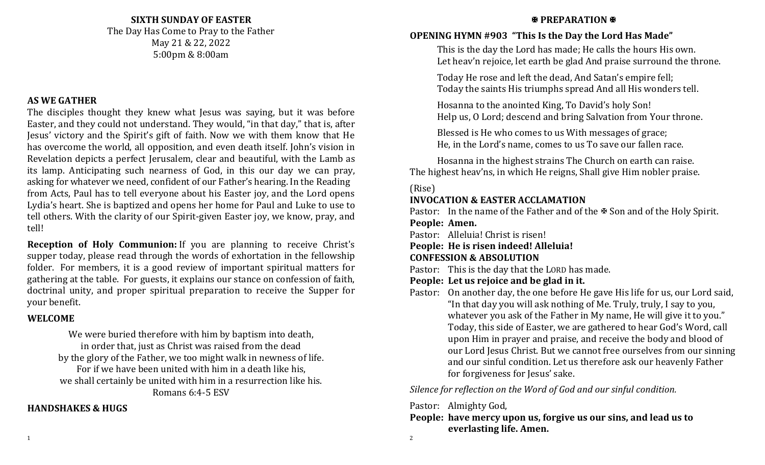**SIXTH SUNDAY OF EASTER**

The Day Has Come to Pray to the Father

May 21 & 22, 2022

5:00pm & 8:00am

## AS WE GATHER

The disciples thought they knew what Jesus was saying, but it was before Easter, and they could not understand. They would, "in that day," that is, after Jesus' victory and the Spirit's gift of faith. Now we with them know that He has overcome the world, all opposition, and even death itself. John's vision in Revelation depicts a perfect Jerusalem, clear and beautiful, with the Lamb as its lamp. Anticipating such nearness of God, in this our day we can pray, asking for whatever we need, confident of our Father's hearing. In the Reading from Acts, Paul has to tell everyone about his Easter joy, and the Lord opens Lydia's heart. She is baptized and opens her home for Paul and Luke to use to tell others. With the clarity of our Spirit-given Easter joy, we know, pray, and tell!

**Reception of Holy Communion:** If you are planning to receive Christ's supper today, please read through the words of exhortation in the fellowship folder. For members, it is a good review of important spiritual matters for gathering at the table. For guests, it explains our stance on confession of faith, doctrinal unity, and proper spiritual preparation to receive the Supper for your benefit.

## WELCOME

We were buried therefore with him by baptism into death,
in order that, just as Christ was raised from the dead
by the glory of the Father, we too might walk in newness of life.
For if we have been united with him in a death like his,
we shall certainly be united with him in a resurrection like his.
Romans 6:4-5 ESV

## HANDSHAKES & HUGS

## ✠ PREPARATION ✠

**OPENING HYMN #903 "This Is the Day the Lord Has Made"**

This is the day the Lord has made; He calls the hours His own.
Let heav'n rejoice, let earth be glad And praise surround the throne.

Today He rose and left the dead, And Satan's empire fell;
Today the saints His triumphs spread And all His wonders tell.

Hosanna to the anointed King, To David's holy Son!
Help us, O Lord; descend and bring Salvation from Your throne.

Blessed is He who comes to us With messages of grace;
He, in the Lord's name, comes to us To save our fallen race.

Hosanna in the highest strains The Church on earth can raise.
The highest heav'ns, in which He reigns, Shall give Him nobler praise.

(Rise)

**INVOCATION & EASTER ACCLAMATION**

Pastor: In the name of the Father and of the ✠ Son and of the Holy Spirit.

**People: Amen.**

Pastor: Alleluia! Christ is risen!

**People: He is risen indeed! Alleluia!**

**CONFESSION & ABSOLUTION**

Pastor: This is the day that the LORD has made.

**People: Let us rejoice and be glad in it.**

Pastor: On another day, the one before He gave His life for us, our Lord said, "In that day you will ask nothing of Me. Truly, truly, I say to you, whatever you ask of the Father in My name, He will give it to you." Today, this side of Easter, we are gathered to hear God's Word, call upon Him in prayer and praise, and receive the body and blood of our Lord Jesus Christ. But we cannot free ourselves from our sinning and our sinful condition. Let us therefore ask our heavenly Father for forgiveness for Jesus' sake.

*Silence for reflection on the Word of God and our sinful condition.*

Pastor: Almighty God,

**People: have mercy upon us, forgive us our sins, and lead us to everlasting life. Amen.**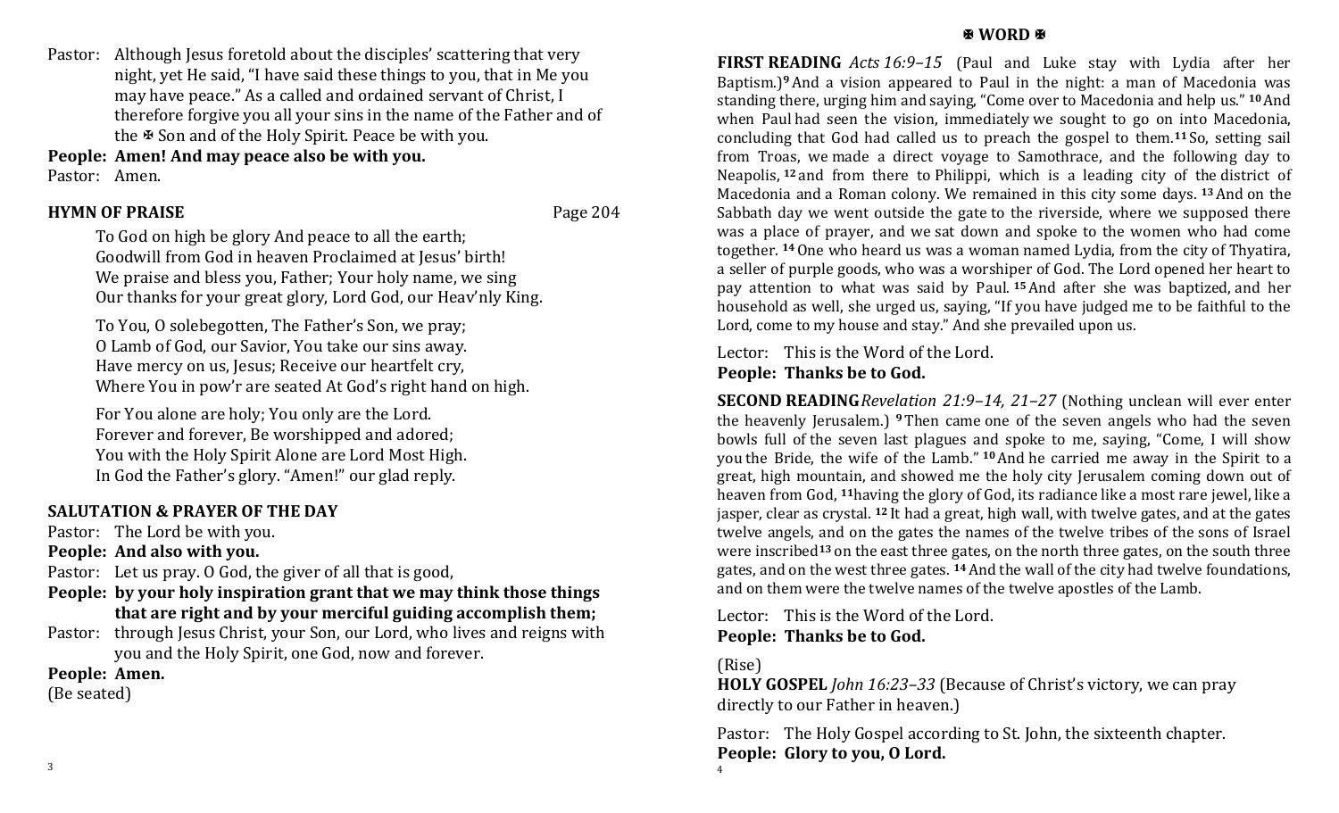Pastor: Although Jesus foretold about the disciples' scattering that very night, yet He said, "I have said these things to you, that in Me you may have peace." As a called and ordained servant of Christ, I therefore forgive you all your sins in the name of the Father and of the ✠ Son and of the Holy Spirit. Peace be with you.

**People: Amen! And may peace also be with you.**

Pastor: Amen.

**HYMN OF PRAISE** Page 204

To God on high be glory And peace to all the earth;
Goodwill from God in heaven Proclaimed at Jesus' birth!
We praise and bless you, Father; Your holy name, we sing
Our thanks for your great glory, Lord God, our Heav'nly King.

To You, O solebegotten, The Father's Son, we pray;
O Lamb of God, our Savior, You take our sins away.
Have mercy on us, Jesus; Receive our heartfelt cry,
Where You in pow'r are seated At God's right hand on high.

For You alone are holy; You only are the Lord.
Forever and forever, Be worshipped and adored;
You with the Holy Spirit Alone are Lord Most High.
In God the Father's glory. "Amen!" our glad reply.

**SALUTATION & PRAYER OF THE DAY**

Pastor: The Lord be with you.

**People: And also with you.**

Pastor: Let us pray. O God, the giver of all that is good,

**People: by your holy inspiration grant that we may think those things that are right and by your merciful guiding accomplish them;**

Pastor: through Jesus Christ, your Son, our Lord, who lives and reigns with you and the Holy Spirit, one God, now and forever.

**People: Amen.**

(Be seated)

## ✠ WORD ✠

**FIRST READING** *Acts 16:9–15* (Paul and Luke stay with Lydia after her Baptism.) **9** And a vision appeared to Paul in the night: a man of Macedonia was standing there, urging him and saying, "Come over to Macedonia and help us." **10** And when Paul had seen the vision, immediately we sought to go on into Macedonia, concluding that God had called us to preach the gospel to them. **11** So, setting sail from Troas, we made a direct voyage to Samothrace, and the following day to Neapolis, **12** and from there to Philippi, which is a leading city of the district of Macedonia and a Roman colony. We remained in this city some days. **13** And on the Sabbath day we went outside the gate to the riverside, where we supposed there was a place of prayer, and we sat down and spoke to the women who had come together. **14** One who heard us was a woman named Lydia, from the city of Thyatira, a seller of purple goods, who was a worshiper of God. The Lord opened her heart to pay attention to what was said by Paul. **15** And after she was baptized, and her household as well, she urged us, saying, "If you have judged me to be faithful to the Lord, come to my house and stay." And she prevailed upon us.

Lector: This is the Word of the Lord.

**People: Thanks be to God.**

**SECOND READING** *Revelation 21:9–14, 21–27* (Nothing unclean will ever enter the heavenly Jerusalem.) **9** Then came one of the seven angels who had the seven bowls full of the seven last plagues and spoke to me, saying, "Come, I will show you the Bride, the wife of the Lamb." **10** And he carried me away in the Spirit to a great, high mountain, and showed me the holy city Jerusalem coming down out of heaven from God, **11** having the glory of God, its radiance like a most rare jewel, like a jasper, clear as crystal. **12** It had a great, high wall, with twelve gates, and at the gates twelve angels, and on the gates the names of the twelve tribes of the sons of Israel were inscribed **13** on the east three gates, on the north three gates, on the south three gates, and on the west three gates. **14** And the wall of the city had twelve foundations, and on them were the twelve names of the twelve apostles of the Lamb.

Lector: This is the Word of the Lord.

**People: Thanks be to God.**

(Rise)

**HOLY GOSPEL** *John 16:23–33* (Because of Christ's victory, we can pray directly to our Father in heaven.)

Pastor: The Holy Gospel according to St. John, the sixteenth chapter.

**People: Glory to you, O Lord.**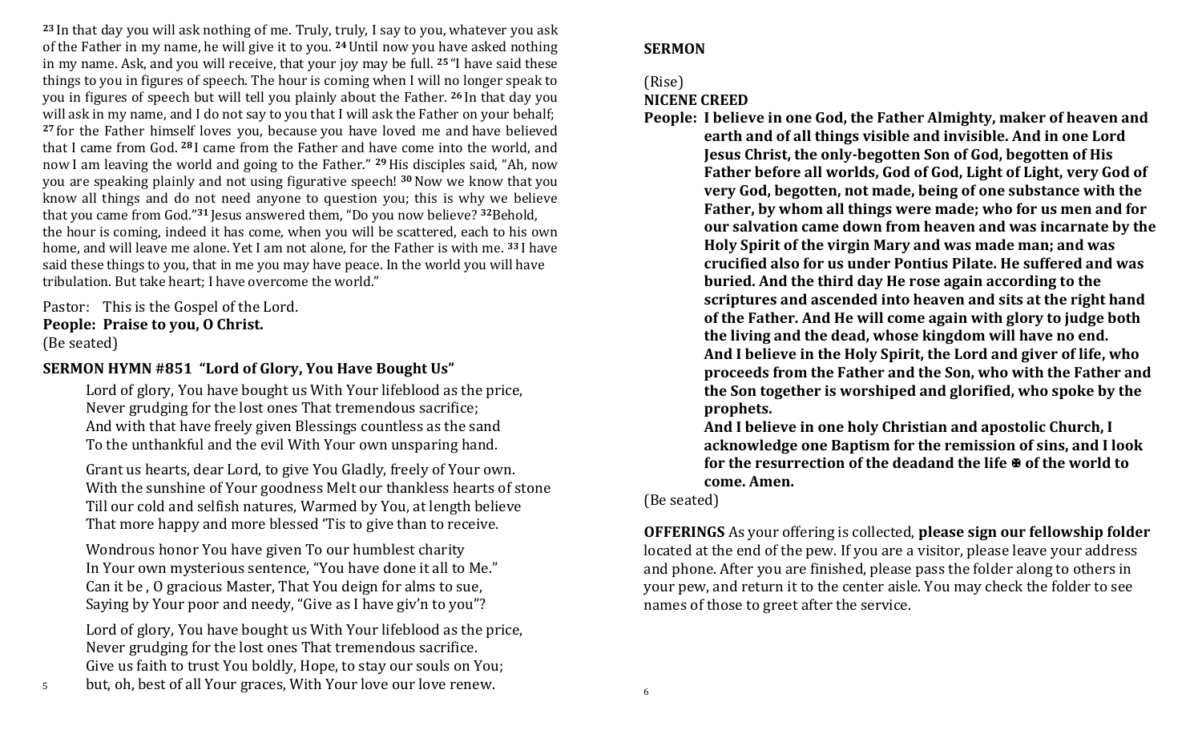[23] In that day you will ask nothing of me. Truly, truly, I say to you, whatever you ask of the Father in my name, he will give it to you. [24] Until now you have asked nothing in my name. Ask, and you will receive, that your joy may be full. [25] "I have said these things to you in figures of speech. The hour is coming when I will no longer speak to you in figures of speech but will tell you plainly about the Father. [26] In that day you will ask in my name, and I do not say to you that I will ask the Father on your behalf; [27] for the Father himself loves you, because you have loved me and have believed that I came from God. [28] I came from the Father and have come into the world, and now I am leaving the world and going to the Father." [29] His disciples said, "Ah, now you are speaking plainly and not using figurative speech! [30] Now we know that you know all things and do not need anyone to question you; this is why we believe that you came from God."[31] Jesus answered them, "Do you now believe? [32] Behold, the hour is coming, indeed it has come, when you will be scattered, each to his own home, and will leave me alone. Yet I am not alone, for the Father is with me. [33] I have said these things to you, that in me you may have peace. In the world you will have tribulation. But take heart; I have overcome the world."

Pastor: This is the Gospel of the Lord.
**People: Praise to you, O Christ.**
(Be seated)

**SERMON HYMN #851 "Lord of Glory, You Have Bought Us"**

Lord of glory, You have bought us With Your lifeblood as the price,
Never grudging for the lost ones That tremendous sacrifice;
And with that have freely given Blessings countless as the sand
To the unthankful and the evil With Your own unsparing hand.

Grant us hearts, dear Lord, to give You Gladly, freely of Your own.
With the sunshine of Your goodness Melt our thankless hearts of stone
Till our cold and selfish natures, Warmed by You, at length believe
That more happy and more blessed 'Tis to give than to receive.

Wondrous honor You have given To our humblest charity
In Your own mysterious sentence, "You have done it all to Me."
Can it be , O gracious Master, That You deign for alms to sue,
Saying by Your poor and needy, "Give as I have giv'n to you"?

Lord of glory, You have bought us With Your lifeblood as the price,
Never grudging for the lost ones That tremendous sacrifice.
Give us faith to trust You boldly, Hope, to stay our souls on You;
but, oh, best of all Your graces, With Your love our love renew.

**SERMON**

(Rise)

**NICENE CREED**

**People: I believe in one God, the Father Almighty, maker of heaven and earth and of all things visible and invisible. And in one Lord Jesus Christ, the only-begotten Son of God, begotten of His Father before all worlds, God of God, Light of Light, very God of very God, begotten, not made, being of one substance with the Father, by whom all things were made; who for us men and for our salvation came down from heaven and was incarnate by the Holy Spirit of the virgin Mary and was made man; and was crucified also for us under Pontius Pilate. He suffered and was buried. And the third day He rose again according to the scriptures and ascended into heaven and sits at the right hand of the Father. And He will come again with glory to judge both the living and the dead, whose kingdom will have no end. And I believe in the Holy Spirit, the Lord and giver of life, who proceeds from the Father and the Son, who with the Father and the Son together is worshiped and glorified, who spoke by the prophets.**

**And I believe in one holy Christian and apostolic Church, I acknowledge one Baptism for the remission of sins, and I look for the resurrection of the deadand the life ☩ of the world to come. Amen.**

(Be seated)

**OFFERINGS** As your offering is collected, **please sign our fellowship folder** located at the end of the pew. If you are a visitor, please leave your address and phone. After you are finished, please pass the folder along to others in your pew, and return it to the center aisle. You may check the folder to see names of those to greet after the service.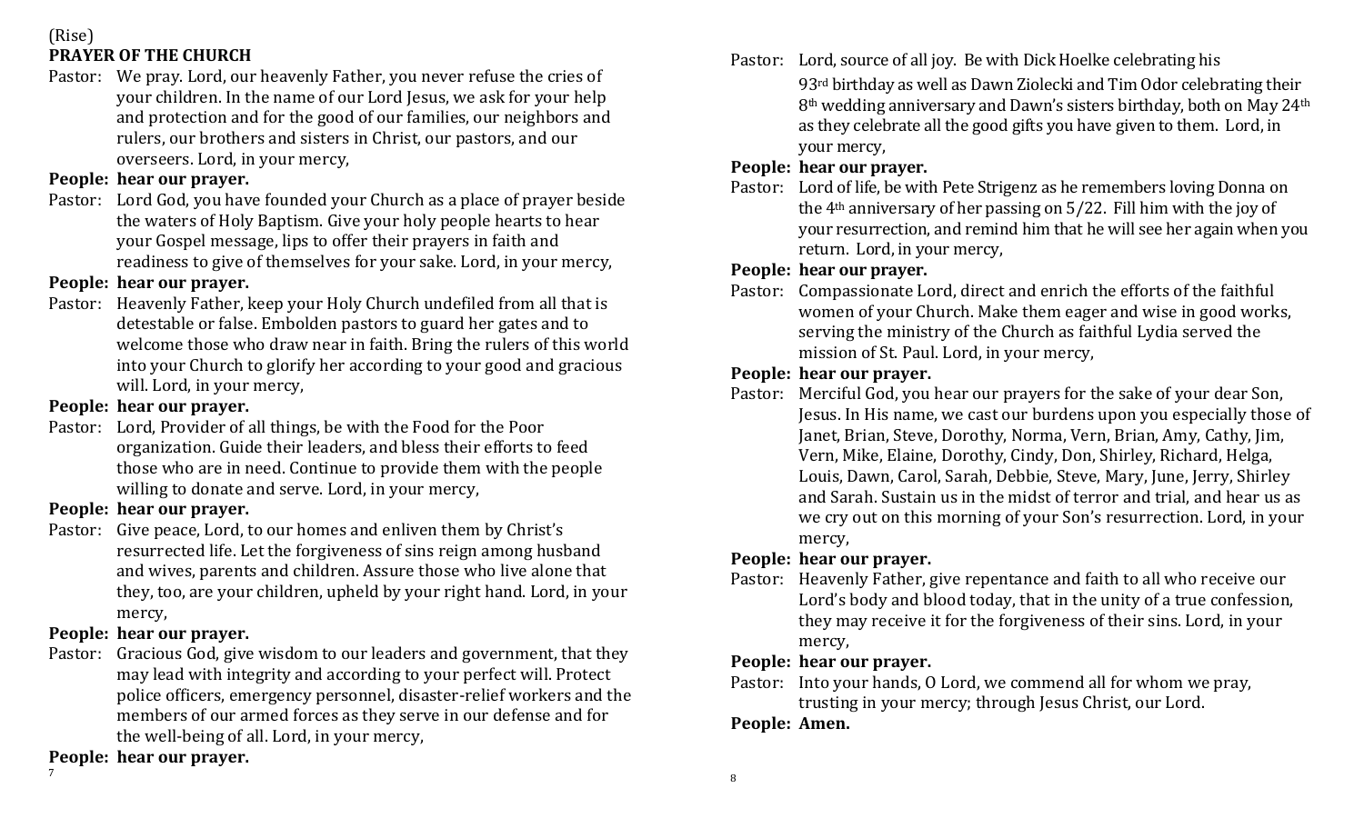(Rise)

**PRAYER OF THE CHURCH**

Pastor: We pray. Lord, our heavenly Father, you never refuse the cries of your children. In the name of our Lord Jesus, we ask for your help and protection and for the good of our families, our neighbors and rulers, our brothers and sisters in Christ, our pastors, and our overseers. Lord, in your mercy,

**People: hear our prayer.**

Pastor: Lord God, you have founded your Church as a place of prayer beside the waters of Holy Baptism. Give your holy people hearts to hear your Gospel message, lips to offer their prayers in faith and readiness to give of themselves for your sake. Lord, in your mercy,

**People: hear our prayer.**

Pastor: Heavenly Father, keep your Holy Church undefiled from all that is detestable or false. Embolden pastors to guard her gates and to welcome those who draw near in faith. Bring the rulers of this world into your Church to glorify her according to your good and gracious will. Lord, in your mercy,

**People: hear our prayer.**

Pastor: Lord, Provider of all things, be with the Food for the Poor organization. Guide their leaders, and bless their efforts to feed those who are in need. Continue to provide them with the people willing to donate and serve. Lord, in your mercy,

**People: hear our prayer.**

Pastor: Give peace, Lord, to our homes and enliven them by Christ's resurrected life. Let the forgiveness of sins reign among husband and wives, parents and children. Assure those who live alone that they, too, are your children, upheld by your right hand. Lord, in your mercy,

**People: hear our prayer.**

Pastor: Gracious God, give wisdom to our leaders and government, that they may lead with integrity and according to your perfect will. Protect police officers, emergency personnel, disaster-relief workers and the members of our armed forces as they serve in our defense and for the well-being of all. Lord, in your mercy,

**People: hear our prayer.**

Pastor: Lord, source of all joy. Be with Dick Hoelke celebrating his 93rd birthday as well as Dawn Ziolecki and Tim Odor celebrating their 8th wedding anniversary and Dawn's sisters birthday, both on May 24th as they celebrate all the good gifts you have given to them. Lord, in your mercy,

**People: hear our prayer.**

Pastor: Lord of life, be with Pete Strigenz as he remembers loving Donna on the 4th anniversary of her passing on 5/22. Fill him with the joy of your resurrection, and remind him that he will see her again when you return. Lord, in your mercy,

**People: hear our prayer.**

Pastor: Compassionate Lord, direct and enrich the efforts of the faithful women of your Church. Make them eager and wise in good works, serving the ministry of the Church as faithful Lydia served the mission of St. Paul. Lord, in your mercy,

**People: hear our prayer.**

Pastor: Merciful God, you hear our prayers for the sake of your dear Son, Jesus. In His name, we cast our burdens upon you especially those of Janet, Brian, Steve, Dorothy, Norma, Vern, Brian, Amy, Cathy, Jim, Vern, Mike, Elaine, Dorothy, Cindy, Don, Shirley, Richard, Helga, Louis, Dawn, Carol, Sarah, Debbie, Steve, Mary, June, Jerry, Shirley and Sarah. Sustain us in the midst of terror and trial, and hear us as we cry out on this morning of your Son's resurrection. Lord, in your mercy,

**People: hear our prayer.**

Pastor: Heavenly Father, give repentance and faith to all who receive our Lord's body and blood today, that in the unity of a true confession, they may receive it for the forgiveness of their sins. Lord, in your mercy,

**People: hear our prayer.**

Pastor: Into your hands, O Lord, we commend all for whom we pray, trusting in your mercy; through Jesus Christ, our Lord.

**People: Amen.**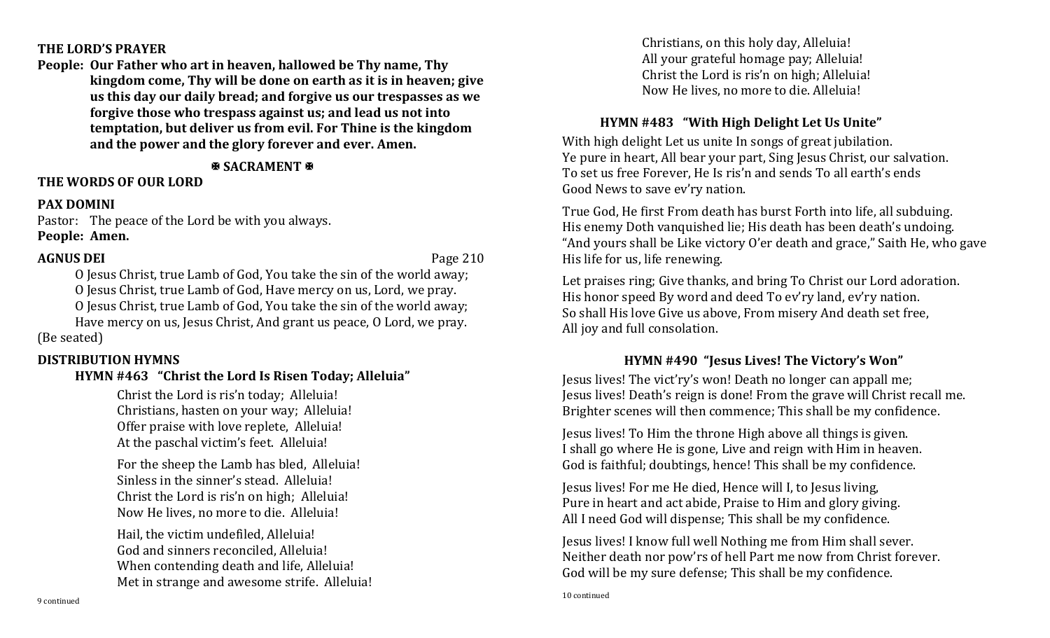**THE LORD'S PRAYER**

**People: Our Father who art in heaven, hallowed be Thy name, Thy kingdom come, Thy will be done on earth as it is in heaven; give us this day our daily bread; and forgive us our trespasses as we forgive those who trespass against us; and lead us not into temptation, but deliver us from evil. For Thine is the kingdom and the power and the glory forever and ever. Amen.**

**✠ SACRAMENT ✠**

**THE WORDS OF OUR LORD**

**PAX DOMINI**

Pastor: The peace of the Lord be with you always.
**People: Amen.**

**AGNUS DEI** Page 210

O Jesus Christ, true Lamb of God, You take the sin of the world away;
O Jesus Christ, true Lamb of God, Have mercy on us, Lord, we pray.
O Jesus Christ, true Lamb of God, You take the sin of the world away;
Have mercy on us, Jesus Christ, And grant us peace, O Lord, we pray.

(Be seated)

**DISTRIBUTION HYMNS**

**HYMN #463 "Christ the Lord Is Risen Today; Alleluia"**

Christ the Lord is ris'n today; Alleluia!
Christians, hasten on your way; Alleluia!
Offer praise with love replete, Alleluia!
At the paschal victim's feet. Alleluia!

For the sheep the Lamb has bled, Alleluia!
Sinless in the sinner's stead. Alleluia!
Christ the Lord is ris'n on high; Alleluia!
Now He lives, no more to die. Alleluia!

Hail, the victim undefiled, Alleluia!
God and sinners reconciled, Alleluia!
When contending death and life, Alleluia!
Met in strange and awesome strife. Alleluia!

Christians, on this holy day, Alleluia!
All your grateful homage pay; Alleluia!
Christ the Lord is ris'n on high; Alleluia!
Now He lives, no more to die. Alleluia!

**HYMN #483 "With High Delight Let Us Unite"**

With high delight Let us unite In songs of great jubilation.
Ye pure in heart, All bear your part, Sing Jesus Christ, our salvation.
To set us free Forever, He Is ris'n and sends To all earth's ends
Good News to save ev'ry nation.

True God, He first From death has burst Forth into life, all subduing.
His enemy Doth vanquished lie; His death has been death's undoing.
"And yours shall be Like victory O'er death and grace," Saith He, who gave
His life for us, life renewing.

Let praises ring; Give thanks, and bring To Christ our Lord adoration.
His honor speed By word and deed To ev'ry land, ev'ry nation.
So shall His love Give us above, From misery And death set free,
All joy and full consolation.

**HYMN #490 "Jesus Lives! The Victory's Won"**

Jesus lives! The vict'ry's won! Death no longer can appall me;
Jesus lives! Death's reign is done! From the grave will Christ recall me.
Brighter scenes will then commence; This shall be my confidence.

Jesus lives! To Him the throne High above all things is given.
I shall go where He is gone, Live and reign with Him in heaven.
God is faithful; doubtings, hence! This shall be my confidence.

Jesus lives! For me He died, Hence will I, to Jesus living,
Pure in heart and act abide, Praise to Him and glory giving.
All I need God will dispense; This shall be my confidence.

Jesus lives! I know full well Nothing me from Him shall sever.
Neither death nor pow'rs of hell Part me now from Christ forever.
God will be my sure defense; This shall be my confidence.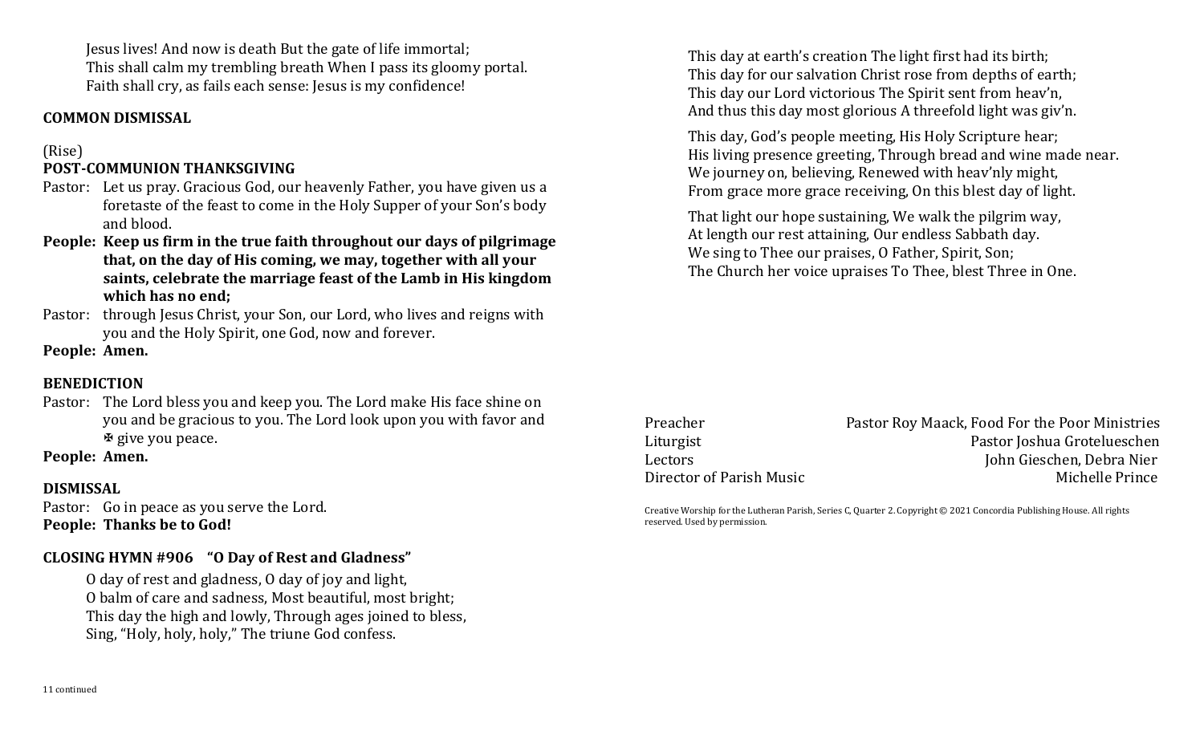Jesus lives! And now is death But the gate of life immortal;
This shall calm my trembling breath When I pass its gloomy portal.
Faith shall cry, as fails each sense: Jesus is my confidence!

**COMMON DISMISSAL**

(Rise)

**POST-COMMUNION THANKSGIVING**

Pastor: Let us pray. Gracious God, our heavenly Father, you have given us a foretaste of the feast to come in the Holy Supper of your Son's body and blood.

**People: Keep us firm in the true faith throughout our days of pilgrimage that, on the day of His coming, we may, together with all your saints, celebrate the marriage feast of the Lamb in His kingdom which has no end;**

Pastor: through Jesus Christ, your Son, our Lord, who lives and reigns with you and the Holy Spirit, one God, now and forever.

**People: Amen.**

**BENEDICTION**

Pastor: The Lord bless you and keep you. The Lord make His face shine on you and be gracious to you. The Lord look upon you with favor and ✠ give you peace.

**People: Amen.**

**DISMISSAL**

Pastor: Go in peace as you serve the Lord.

**People: Thanks be to God!**

**CLOSING HYMN #906 "O Day of Rest and Gladness"**

O day of rest and gladness, O day of joy and light,
O balm of care and sadness, Most beautiful, most bright;
This day the high and lowly, Through ages joined to bless,
Sing, "Holy, holy, holy," The triune God confess.

This day at earth's creation The light first had its birth;
This day for our salvation Christ rose from depths of earth;
This day our Lord victorious The Spirit sent from heav'n,
And thus this day most glorious A threefold light was giv'n.

This day, God's people meeting, His Holy Scripture hear;
His living presence greeting, Through bread and wine made near.
We journey on, believing, Renewed with heav'nly might,
From grace more grace receiving, On this blest day of light.

That light our hope sustaining, We walk the pilgrim way,
At length our rest attaining, Our endless Sabbath day.
We sing to Thee our praises, O Father, Spirit, Son;
The Church her voice upraises To Thee, blest Three in One.

| | |
|---|---|
| Preacher | Pastor Roy Maack, Food For the Poor Ministries |
| Liturgist | Pastor Joshua Groteluesch­en |
| Lectors | John Gieschen, Debra Nier |
| Director of Parish Music | Michelle Prince |

Creative Worship for the Lutheran Parish, Series C, Quarter 2. Copyright © 2021 Concordia Publishing House. All rights reserved. Used by permission.